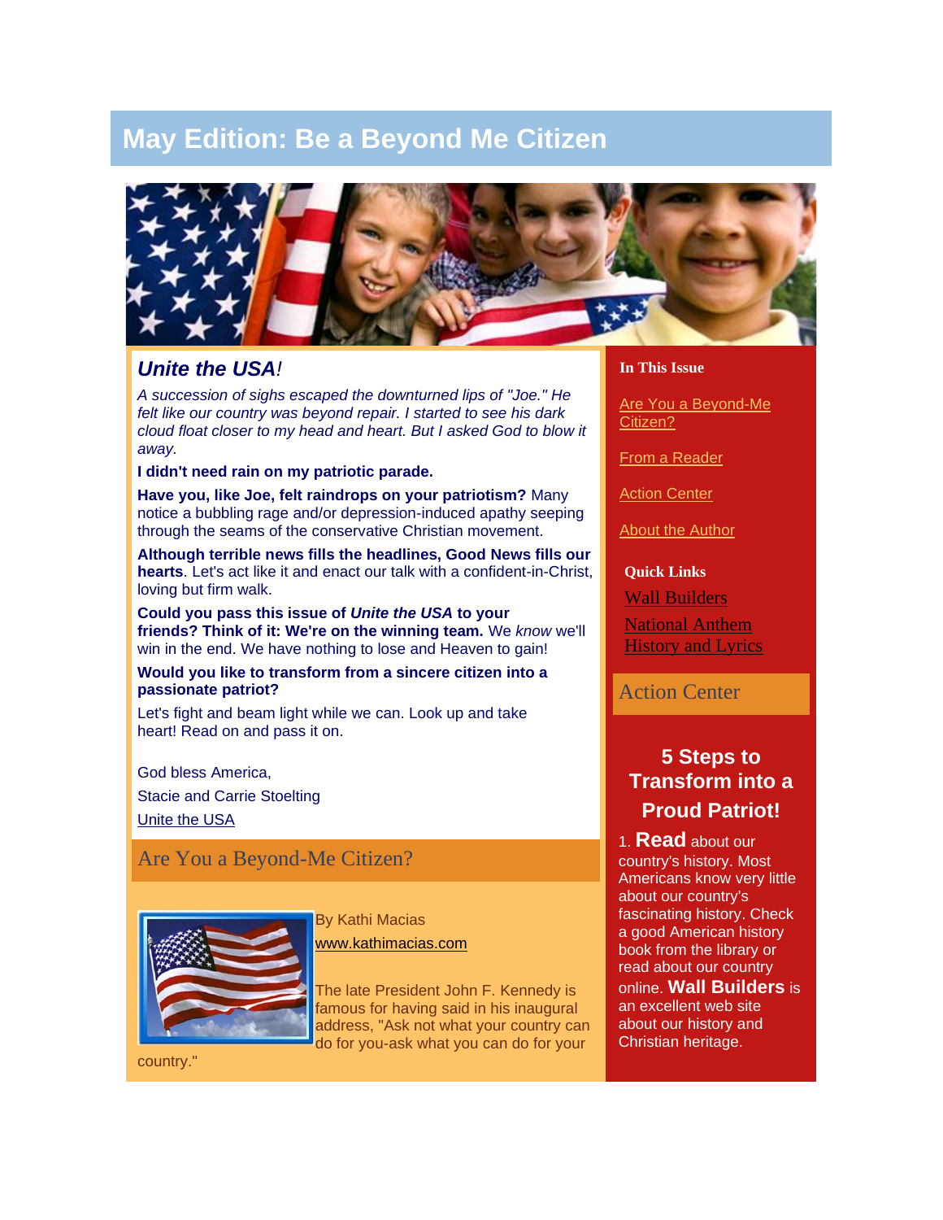# May Edition: Be a Beyond Me Citizen

## *Unite the USA!*

*A succession of sighs escaped the downturned lips of "Joe." He felt like our country was beyond repair. I started to see his dark cloud float closer to my head and heart. But I asked God to blow it away.*

**I didn't need rain on my patriotic parade.**

**Have you, like Joe, felt raindrops on your patriotism?** Many notice a bubbling rage and/or depression-induced apathy seeping through the seams of the conservative Christian movement.

**Although terrible news fills the headlines, Good News fills our hearts**. Let's act like it and enact our talk with a confident-in-Christ, loving but firm walk.

**Could you pass this issue of *Unite the USA* to your friends? Think of it: We're on the winning team.** We *know* we'll win in the end. We have nothing to lose and Heaven to gain!

**Would you like to transform from a sincere citizen into a passionate patriot?**

Let's fight and beam light while we can. Look up and take heart! Read on and pass it on.

God bless America,

Stacie and Carrie Stoelting

Unite the USA

## Are You a Beyond-Me Citizen?

By Kathi Macias

www.kathimacias.com

The late President John F. Kennedy is famous for having said in his inaugural address, "Ask not what your country can do for you-ask what you can do for your country."

**In This Issue**

Are You a Beyond-Me Citizen?

From a Reader

Action Center

About the Author

**Quick Links**

Wall Builders

National Anthem History and Lyrics

## Action Center

### 5 Steps to Transform into a Proud Patriot!

1. **Read** about our country's history. Most Americans know very little about our country's fascinating history. Check a good American history book from the library or read about our country online. **Wall Builders** is an excellent web site about our history and Christian heritage.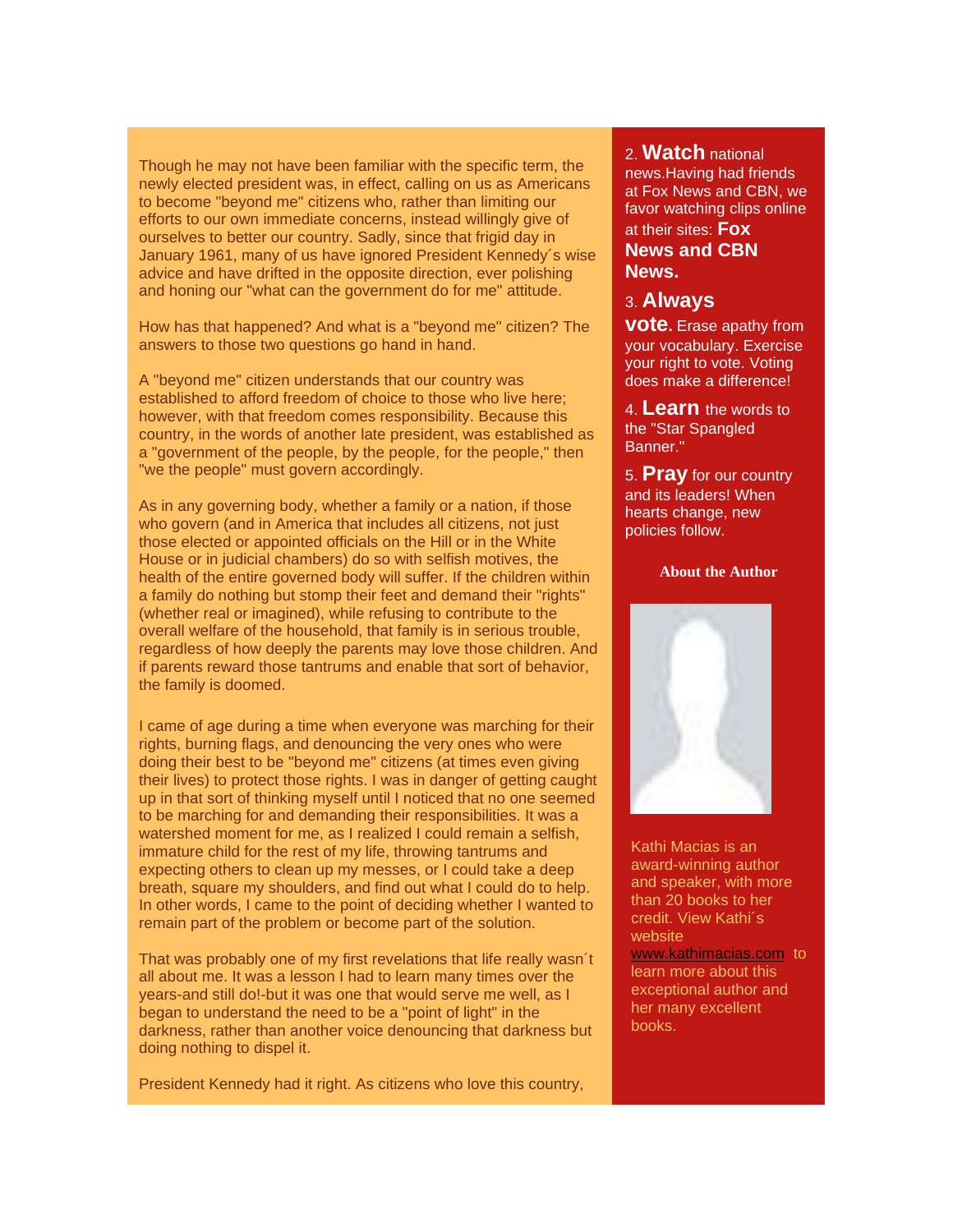Though he may not have been familiar with the specific term, the newly elected president was, in effect, calling on us as Americans to become "beyond me" citizens who, rather than limiting our efforts to our own immediate concerns, instead willingly give of ourselves to better our country. Sadly, since that frigid day in January 1961, many of us have ignored President Kennedy´s wise advice and have drifted in the opposite direction, ever polishing and honing our "what can the government do for me" attitude.

How has that happened? And what is a "beyond me" citizen? The answers to those two questions go hand in hand.

A "beyond me" citizen understands that our country was established to afford freedom of choice to those who live here; however, with that freedom comes responsibility. Because this country, in the words of another late president, was established as a "government of the people, by the people, for the people," then "we the people" must govern accordingly.

As in any governing body, whether a family or a nation, if those who govern (and in America that includes all citizens, not just those elected or appointed officials on the Hill or in the White House or in judicial chambers) do so with selfish motives, the health of the entire governed body will suffer. If the children within a family do nothing but stomp their feet and demand their "rights" (whether real or imagined), while refusing to contribute to the overall welfare of the household, that family is in serious trouble, regardless of how deeply the parents may love those children. And if parents reward those tantrums and enable that sort of behavior, the family is doomed.

I came of age during a time when everyone was marching for their rights, burning flags, and denouncing the very ones who were doing their best to be "beyond me" citizens (at times even giving their lives) to protect those rights. I was in danger of getting caught up in that sort of thinking myself until I noticed that no one seemed to be marching for and demanding their responsibilities. It was a watershed moment for me, as I realized I could remain a selfish, immature child for the rest of my life, throwing tantrums and expecting others to clean up my messes, or I could take a deep breath, square my shoulders, and find out what I could do to help. In other words, I came to the point of deciding whether I wanted to remain part of the problem or become part of the solution.

That was probably one of my first revelations that life really wasn´t all about me. It was a lesson I had to learn many times over the years-and still do!-but it was one that would serve me well, as I began to understand the need to be a "point of light" in the darkness, rather than another voice denouncing that darkness but doing nothing to dispel it.

President Kennedy had it right. As citizens who love this country,

2. **Watch** national news.Having had friends at Fox News and CBN, we favor watching clips online at their sites: **Fox News and CBN News.**

3. **Always vote.** Erase apathy from your vocabulary. Exercise your right to vote. Voting does make a difference!

4. **Learn** the words to the "Star Spangled Banner."

5. **Pray** for our country and its leaders! When hearts change, new policies follow.

**About the Author**

Kathi Macias is an award-winning author and speaker, with more than 20 books to her credit. View Kathi´s website www.kathimacias.com to learn more about this exceptional author and her many excellent books.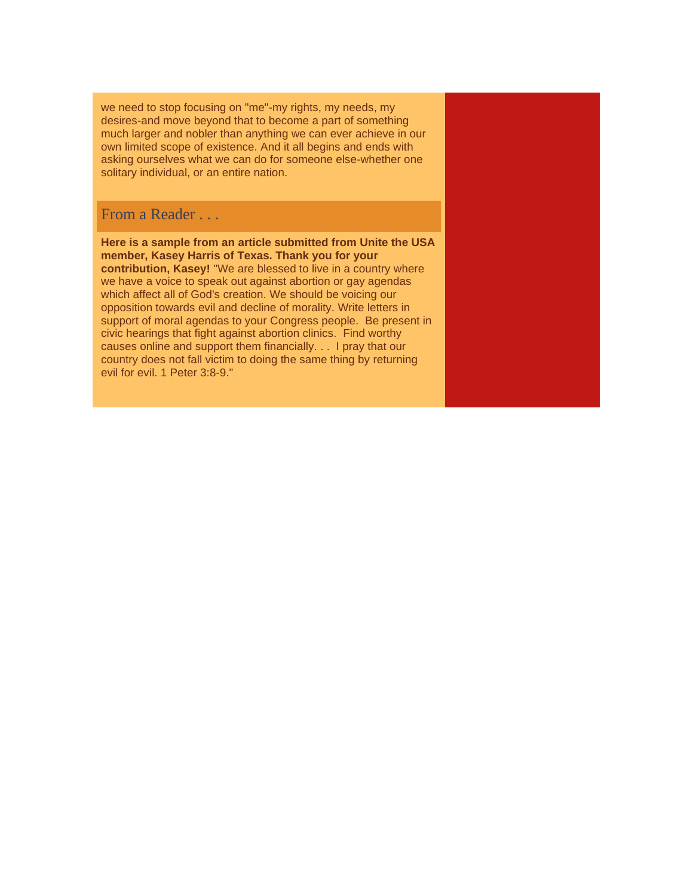we need to stop focusing on "me"-my rights, my needs, my desires-and move beyond that to become a part of something much larger and nobler than anything we can ever achieve in our own limited scope of existence. And it all begins and ends with asking ourselves what we can do for someone else-whether one solitary individual, or an entire nation.

## From a Reader . . .

**Here is a sample from an article submitted from Unite the USA member, Kasey Harris of Texas. Thank you for your contribution, Kasey!** "We are blessed to live in a country where we have a voice to speak out against abortion or gay agendas which affect all of God's creation. We should be voicing our opposition towards evil and decline of morality. Write letters in support of moral agendas to your Congress people. Be present in civic hearings that fight against abortion clinics. Find worthy causes online and support them financially. . . I pray that our country does not fall victim to doing the same thing by returning evil for evil. 1 Peter 3:8-9."